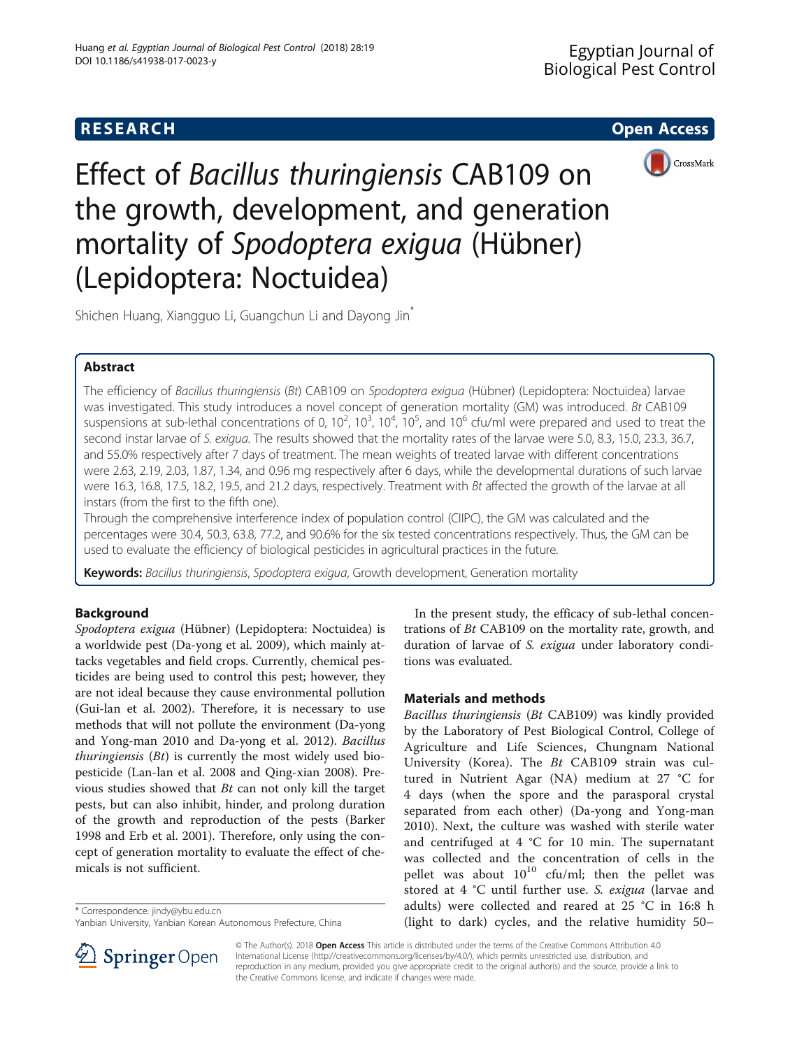**RESEARCH** **Open Access**

# Effect of *Bacillus thuringiensis* CAB109 on the growth, development, and generation mortality of *Spodoptera exigua* (Hübner) (Lepidoptera: Noctuidea)

Shichen Huang, Xiangguo Li, Guangchun Li and Dayong Jin*

## Abstract

The efficiency of *Bacillus thuringiensis* (*Bt*) CAB109 on *Spodoptera exigua* (Hübner) (Lepidoptera: Noctuidea) larvae was investigated. This study introduces a novel concept of generation mortality (GM) was introduced. *Bt* CAB109 suspensions at sub-lethal concentrations of 0, $10^2$, $10^3$, $10^4$, $10^5$, and $10^6$ cfu/ml were prepared and used to treat the second instar larvae of *S. exigua*. The results showed that the mortality rates of the larvae were 5.0, 8.3, 15.0, 23.3, 36.7, and 55.0% respectively after 7 days of treatment. The mean weights of treated larvae with different concentrations were 2.63, 2.19, 2.03, 1.87, 1.34, and 0.96 mg respectively after 6 days, while the developmental durations of such larvae were 16.3, 16.8, 17.5, 18.2, 19.5, and 21.2 days, respectively. Treatment with *Bt* affected the growth of the larvae at all instars (from the first to the fifth one).

Through the comprehensive interference index of population control (CIIPC), the GM was calculated and the percentages were 30.4, 50.3, 63.8, 77.2, and 90.6% for the six tested concentrations respectively. Thus, the GM can be used to evaluate the efficiency of biological pesticides in agricultural practices in the future.

**Keywords:** *Bacillus thuringiensis*, *Spodoptera exigua*, Growth development, Generation mortality

## Background

*Spodoptera exigua* (Hübner) (Lepidoptera: Noctuidea) is a worldwide pest (Da-yong et al. 2009), which mainly attacks vegetables and field crops. Currently, chemical pesticides are being used to control this pest; however, they are not ideal because they cause environmental pollution (Gui-lan et al. 2002). Therefore, it is necessary to use methods that will not pollute the environment (Da-yong and Yong-man 2010 and Da-yong et al. 2012). *Bacillus thuringiensis* (*Bt*) is currently the most widely used biopesticide (Lan-lan et al. 2008 and Qing-xian 2008). Previous studies showed that *Bt* can not only kill the target pests, but can also inhibit, hinder, and prolong duration of the growth and reproduction of the pests (Barker 1998 and Erb et al. 2001). Therefore, only using the concept of generation mortality to evaluate the effect of chemicals is not sufficient.

In the present study, the efficacy of sub-lethal concentrations of *Bt* CAB109 on the mortality rate, growth, and duration of larvae of *S. exigua* under laboratory conditions was evaluated.

## Materials and methods

*Bacillus thuringiensis* (*Bt* CAB109) was kindly provided by the Laboratory of Pest Biological Control, College of Agriculture and Life Sciences, Chungnam National University (Korea). The *Bt* CAB109 strain was cultured in Nutrient Agar (NA) medium at 27 °C for 4 days (when the spore and the parasporal crystal separated from each other) (Da-yong and Yong-man 2010). Next, the culture was washed with sterile water and centrifuged at 4 °C for 10 min. The supernatant was collected and the concentration of cells in the pellet was about $10^{10}$ cfu/ml; then the pellet was stored at 4 °C until further use. *S. exigua* (larvae and adults) were collected and reared at 25 °C in 16:8 h (light to dark) cycles, and the relative humidity 50–

\* Correspondence: jindy@ybu.edu.cn
Yanbian University, Yanbian Korean Autonomous Prefecture, China

© The Author(s). 2018 **Open Access** This article is distributed under the terms of the Creative Commons Attribution 4.0 International License (http://creativecommons.org/licenses/by/4.0/), which permits unrestricted use, distribution, and reproduction in any medium, provided you give appropriate credit to the original author(s) and the source, provide a link to the Creative Commons license, and indicate if changes were made.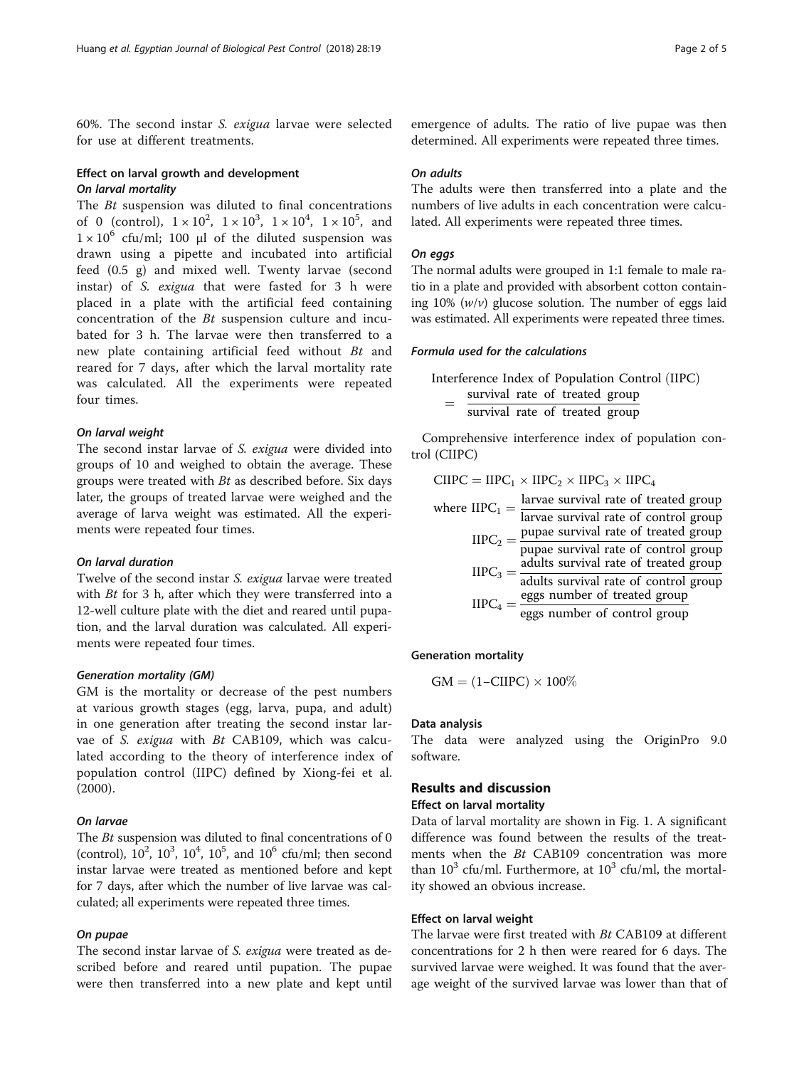60%. The second instar *S. exigua* larvae were selected for use at different treatments.

### Effect on larval growth and development

#### *On larval mortality*

The *Bt* suspension was diluted to final concentrations of 0 (control), $1 \times 10^2$, $1 \times 10^3$, $1 \times 10^4$, $1 \times 10^5$, and $1 \times 10^6$ cfu/ml; 100 μl of the diluted suspension was drawn using a pipette and incubated into artificial feed (0.5 g) and mixed well. Twenty larvae (second instar) of *S. exigua* that were fasted for 3 h were placed in a plate with the artificial feed containing concentration of the *Bt* suspension culture and incubated for 3 h. The larvae were then transferred to a new plate containing artificial feed without *Bt* and reared for 7 days, after which the larval mortality rate was calculated. All the experiments were repeated four times.

#### *On larval weight*

The second instar larvae of *S. exigua* were divided into groups of 10 and weighed to obtain the average. These groups were treated with *Bt* as described before. Six days later, the groups of treated larvae were weighed and the average of larva weight was estimated. All the experiments were repeated four times.

#### *On larval duration*

Twelve of the second instar *S. exigua* larvae were treated with *Bt* for 3 h, after which they were transferred into a 12-well culture plate with the diet and reared until pupation, and the larval duration was calculated. All experiments were repeated four times.

#### *Generation mortality (GM)*

GM is the mortality or decrease of the pest numbers at various growth stages (egg, larva, pupa, and adult) in one generation after treating the second instar larvae of *S. exigua* with *Bt* CAB109, which was calculated according to the theory of interference index of population control (IIPC) defined by Xiong-fei et al. (2000).

#### *On larvae*

The *Bt* suspension was diluted to final concentrations of 0 (control), $10^2$, $10^3$, $10^4$, $10^5$, and $10^6$ cfu/ml; then second instar larvae were treated as mentioned before and kept for 7 days, after which the number of live larvae was calculated; all experiments were repeated three times.

#### *On pupae*

The second instar larvae of *S. exigua* were treated as described before and reared until pupation. The pupae were then transferred into a new plate and kept until emergence of adults. The ratio of live pupae was then determined. All experiments were repeated three times.

#### *On adults*

The adults were then transferred into a plate and the numbers of live adults in each concentration were calculated. All experiments were repeated three times.

#### *On eggs*

The normal adults were grouped in 1:1 female to male ratio in a plate and provided with absorbent cotton containing 10% (*w*/*v*) glucose solution. The number of eggs laid was estimated. All experiments were repeated three times.

#### *Formula used for the calculations*

$$\text{Interference Index of Population Control (IIPC)} = \frac{\text{survival rate of treated group}}{\text{survival rate of treated group}}$$

Comprehensive interference index of population control (CIIPC)

$$\text{CIIPC} = \text{IIPC}_1 \times \text{IIPC}_2 \times \text{IIPC}_3 \times \text{IIPC}_4$$

$$\text{where } \text{IIPC}_1 = \frac{\text{larvae survival rate of treated group}}{\text{larvae survival rate of control group}}$$

$$\text{IIPC}_2 = \frac{\text{pupae survival rate of treated group}}{\text{pupae survival rate of control group}}$$

$$\text{IIPC}_3 = \frac{\text{adults survival rate of treated group}}{\text{adults survival rate of control group}}$$

$$\text{IIPC}_4 = \frac{\text{eggs number of treated group}}{\text{eggs number of control group}}$$

### Generation mortality

$$\text{GM} = (1 - \text{CIIPC}) \times 100\%$$

### Data analysis

The data were analyzed using the OriginPro 9.0 software.

## Results and discussion

### Effect on larval mortality

Data of larval mortality are shown in Fig. 1. A significant difference was found between the results of the treatments when the *Bt* CAB109 concentration was more than $10^3$ cfu/ml. Furthermore, at $10^3$ cfu/ml, the mortality showed an obvious increase.

### Effect on larval weight

The larvae were first treated with *Bt* CAB109 at different concentrations for 2 h then were reared for 6 days. The survived larvae were weighed. It was found that the average weight of the survived larvae was lower than that of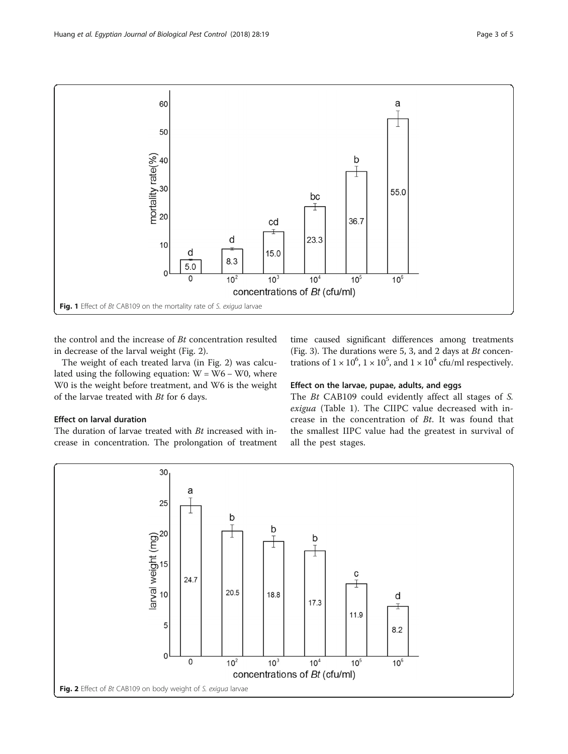Fig. 1 Effect of *Bt* CAB109 on the mortality rate of *S. exigua* larvae

the control and the increase of *Bt* concentration resulted in decrease of the larval weight (Fig. 2).

The weight of each treated larva (in Fig. 2) was calculated using the following equation: $W = W6 – W0$, where W0 is the weight before treatment, and W6 is the weight of the larvae treated with *Bt* for 6 days.

### Effect on larval duration

The duration of larvae treated with *Bt* increased with increase in concentration. The prolongation of treatment time caused significant differences among treatments (Fig. 3). The durations were 5, 3, and 2 days at *Bt* concentrations of $1 \times 10^6$, $1 \times 10^5$, and $1 \times 10^4$ cfu/ml respectively.

### Effect on the larvae, pupae, adults, and eggs

The *Bt* CAB109 could evidently affect all stages of *S. exigua* (Table 1). The CIIPC value decreased with increase in the concentration of *Bt*. It was found that the smallest IIPC value had the greatest in survival of all the pest stages.

Fig. 2 Effect of *Bt* CAB109 on body weight of *S. exigua* larvae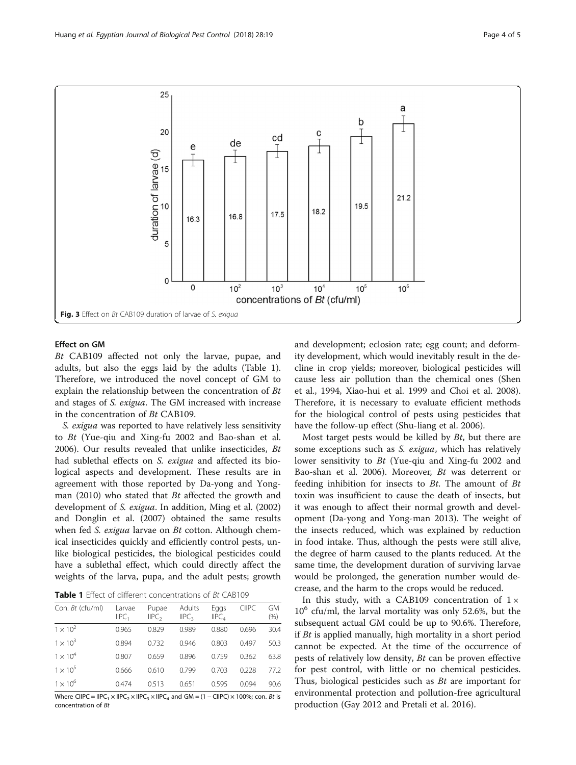Fig. 3 Effect on *Bt* CAB109 duration of larvae of *S. exigua*

## Effect on GM

*Bt* CAB109 affected not only the larvae, pupae, and adults, but also the eggs laid by the adults (Table 1). Therefore, we introduced the novel concept of GM to explain the relationship between the concentration of *Bt* and stages of *S. exigua*. The GM increased with increase in the concentration of *Bt* CAB109.

*S. exigua* was reported to have relatively less sensitivity to *Bt* (Yue-qiu and Xing-fu 2002 and Bao-shan et al. 2006). Our results revealed that unlike insecticides, *Bt* had sublethal effects on *S. exigua* and affected its biological aspects and development. These results are in agreement with those reported by Da-yong and Yong-man (2010) who stated that *Bt* affected the growth and development of *S. exigua*. In addition, Ming et al. (2002) and Donglin et al. (2007) obtained the same results when fed *S. exigua* larvae on *Bt* cotton. Although chemical insecticides quickly and efficiently control pests, unlike biological pesticides, the biological pesticides could have a sublethal effect, which could directly affect the weights of the larva, pupa, and the adult pests; growth and development; eclosion rate; egg count; and deformity development, which would inevitably result in the decline in crop yields; moreover, biological pesticides will cause less air pollution than the chemical ones (Shen et al., 1994, Xiao-hui et al. 1999 and Choi et al. 2008). Therefore, it is necessary to evaluate efficient methods for the biological control of pests using pesticides that have the follow-up effect (Shu-liang et al. 2006).

**Table 1** Effect of different concentrations of *Bt* CAB109

| Con. *Bt* (cfu/ml) | Larvae $IIPC_1$ | Pupae $IIPC_2$ | Adults $IIPC_3$ | Eggs $IIPC_4$ | CIIPC | GM (%) |
|---|---|---|---|---|---|---|
| $1 \times 10^2$ | 0.965 | 0.829 | 0.989 | 0.880 | 0.696 | 30.4 |
| $1 \times 10^3$ | 0.894 | 0.732 | 0.946 | 0.803 | 0.497 | 50.3 |
| $1 \times 10^4$ | 0.807 | 0.659 | 0.896 | 0.759 | 0.362 | 63.8 |
| $1 \times 10^5$ | 0.666 | 0.610 | 0.799 | 0.703 | 0.228 | 77.2 |
| $1 \times 10^6$ | 0.474 | 0.513 | 0.651 | 0.595 | 0.094 | 90.6 |

Where $CIIPC = IIPC_1 \times IIPC_2 \times IIPC_3 \times IIPC_4$ and $GM = (1 - CIIPC) \times 100\%$; con. *Bt* is concentration of *Bt*

Most target pests would be killed by *Bt*, but there are some exceptions such as *S. exigua*, which has relatively lower sensitivity to *Bt* (Yue-qiu and Xing-fu 2002 and Bao-shan et al. 2006). Moreover, *Bt* was deterrent or feeding inhibition for insects to *Bt*. The amount of *Bt* toxin was insufficient to cause the death of insects, but it was enough to affect their normal growth and development (Da-yong and Yong-man 2013). The weight of the insects reduced, which was explained by reduction in food intake. Thus, although the pests were still alive, the degree of harm caused to the plants reduced. At the same time, the development duration of surviving larvae would be prolonged, the generation number would decrease, and the harm to the crops would be reduced.

In this study, with a CAB109 concentration of $1 \times 10^6$ cfu/ml, the larval mortality was only 52.6%, but the subsequent actual GM could be up to 90.6%. Therefore, if *Bt* is applied manually, high mortality in a short period cannot be expected. At the time of the occurrence of pests of relatively low density, *Bt* can be proven effective for pest control, with little or no chemical pesticides. Thus, biological pesticides such as *Bt* are important for environmental protection and pollution-free agricultural production (Gay 2012 and Pretali et al. 2016).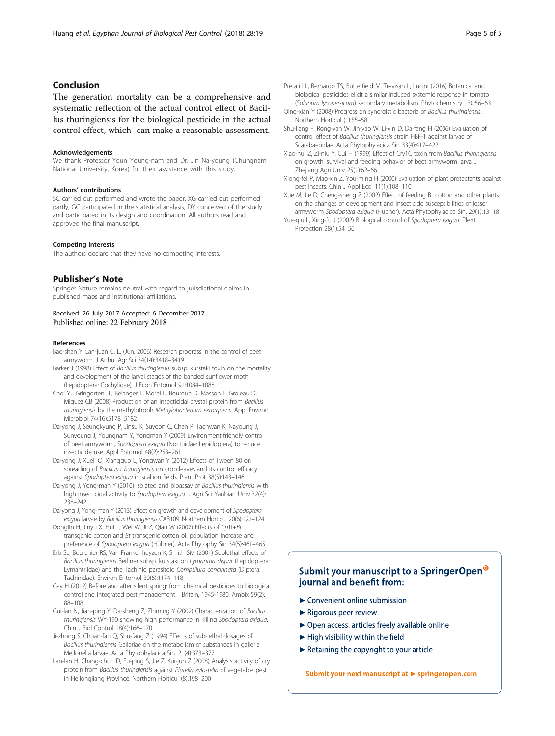## Conclusion

The generation mortality can be a comprehensive and systematic reflection of the actual control effect of Bacillus thuringiensis for the biological pesticide in the actual control effect, which can make a reasonable assessment.

### Acknowledgements

We thank Professor Youn Young-nam and Dr. Jin Na-young (Chungnam National University, Korea) for their assistance with this study.

### Authors' contributions

SC carried out performed and wrote the paper, XG carried out performed partly, GC participated in the statistical analysis, DY conceived of the study and participated in its design and coordination. All authors read and approved the final manuscript.

### Competing interests

The authors declare that they have no competing interests.

## Publisher's Note

Springer Nature remains neutral with regard to jurisdictional claims in published maps and institutional affiliations.

Received: 26 July 2017 Accepted: 6 December 2017
Published online: 22 February 2018

### References

Bao-shan Y, Lan-juan C, L. (Jun. 2006) Research progress in the control of beet armyworm. J Anhui AgriSci 34(14):3418–3419

Barker J (1998) Effect of *Bacillus thuringiensis* subsp. kurstaki toxin on the mortality and development of the larval stages of the banded sunflower moth (Lepidoptera: Cochylidae). J Econ Entomol 91:1084–1088

Choi YJ, Gringorten JL, Belanger L, Morel L, Bourque D, Masson L, Groleau D, Miguez CB (2008) Production of an insecticidal crystal protein from *Bacillus thuringiensis* by the methylotroph *Methylobacterium extorquens*. Appl Environ Microbiol 74(16):5178–5182

Da-yong J, Seungkyung P, Jinsu K, Suyeon C, Chan P, Taehwan K, Nayoung J, Sunyoung J, Youngnam Y, Yongman Y (2009) Environment-friendly control of beet armyworm, *Spodoptera exigua* (Noctuidae: Lepidoptera) to reduce insecticide use. Appl Entomol 48(2):253–261

Da-yong J, Xueli Q, Xiangguo L, Yongwan Y (2012) Effects of Tween 80 on spreading of *Bacillus t huringiensis* on crop leaves and its control efficacy against *Spodoptera exigua* in scallion fields. Plant Prot 38(5):143–146

Da-yong J, Yong-man Y (2010) Isolated and bioassay of *Bacillus thuringiensis* with high insecticidal activity to *Spodoptera exigua*. J Agri Sci Yanbian Univ 32(4): 238–242

Da-yong J, Yong-man Y (2013) Effect on growth and development of *Spodoptera exigua* larvae by *Bacillus thuringiensis* CAB109. Northern Horticul 20(6):122–124

Donglin H, Jinyu X, Hui L, Wei W, Ji Z, Qian W (2007) Effects of *CpTI+Bt* transgenie cotton and *Bt* transgenic cotton oil population increase and preference of *Spodoptera exigua* (Hübner). Acta Phytophy Sin 34(5):461–465

Erb SL, Bourchier RS, Van Frankenhuyzen K, Smith SM (2001) Sublethal effects of *Bacillus thuringiensis* Berliner subsp. kurstaki on *Lymantria dispar* (Lepidoptera: Lymantriidae) and the Tachinid parasitoid *Compsilura concinnata* (Diptera: Tachinidae). Environ Entomol 30(6):1174–1181

Gay H (2012) Before and after silent spring: from chemical pesticides to biological control and integrated pest management—Britain, 1945-1980. Ambix 59(2): 88–108

Gui-lan N, Jian-ping Y, Da-sheng Z, Zhiming Y (2002) Characterization of *Bacillus thuringiensis* WY-190 showing high performance in killing *Spodoptera exigua*. Chin J Biol Control 18(4):166–170

Ji-zhong S, Chuan-fan Q, Shu-fang Z (1994) Effects of sub-lethal dosages of *Bacillus thuringiensis* Galleriae on the metabolism of substances in galleria Mellonella larvae. Acta Phytophylacica Sin. 21(4):373–377

Lan-lan H, Chang-chun D, Fu-ping S, Jie Z, Kui-jun Z (2008) Analysis activity of cry protein from *Bacillus thuringiensis* against *Plutella xylostella* of vegetable pest in Heilongjiang Province. Northern Horticul (8):198–200

Pretali LL, Bernardo TS, Butterfield M, Trevisan L, Lucini (2016) Botanical and biological pesticides elicit a similar induced systemic response in tomato (*Solanum lycopersicum*) secondary metabolism. Phytochemistry 130:56–63

Qing-xian Y (2008) Progress on synergistic bacteria of *Bacillus thuringiensis*. Northern Horticul (1):55–58

Shu-liang F, Rong-yan W, Jin-yao W, Li-xin D, Da-fang H (2006) Evaluation of control effect of *Bacillus thuringiensis* strain HBF-1 against larvae of Scarabaeoidae. Acta Phytophylacica Sin 33(4):417–422

Xiao-hui Z, Zi-niu Y, Cui H (1999) Effect of Cry1C toxin from *Bacillus thuringiensis* on growth, survival and feeding behavior of beet armyworm larva. J Zhejiang Agri Univ 25(1):62–66

Xiong-fei P, Mao-xin Z, You-ming H (2000) Evaluation of plant protectants against pest insects. Chin J Appl Ecol 11(1):108–110

Xue M, Jie D, Cheng-sheng Z (2002) Effect of feeding Bt cotton and other plants on the changes of development and insecticide susceptibilities of lesser armyworm *Spodoptera exigua* (Hübner). Acta Phytophylacica Sin. 29(1):13–18

Yue-qiu L, Xing-fu J (2002) Biological control of *Spodoptera exigua*. Plent Protection 28(1):54–56